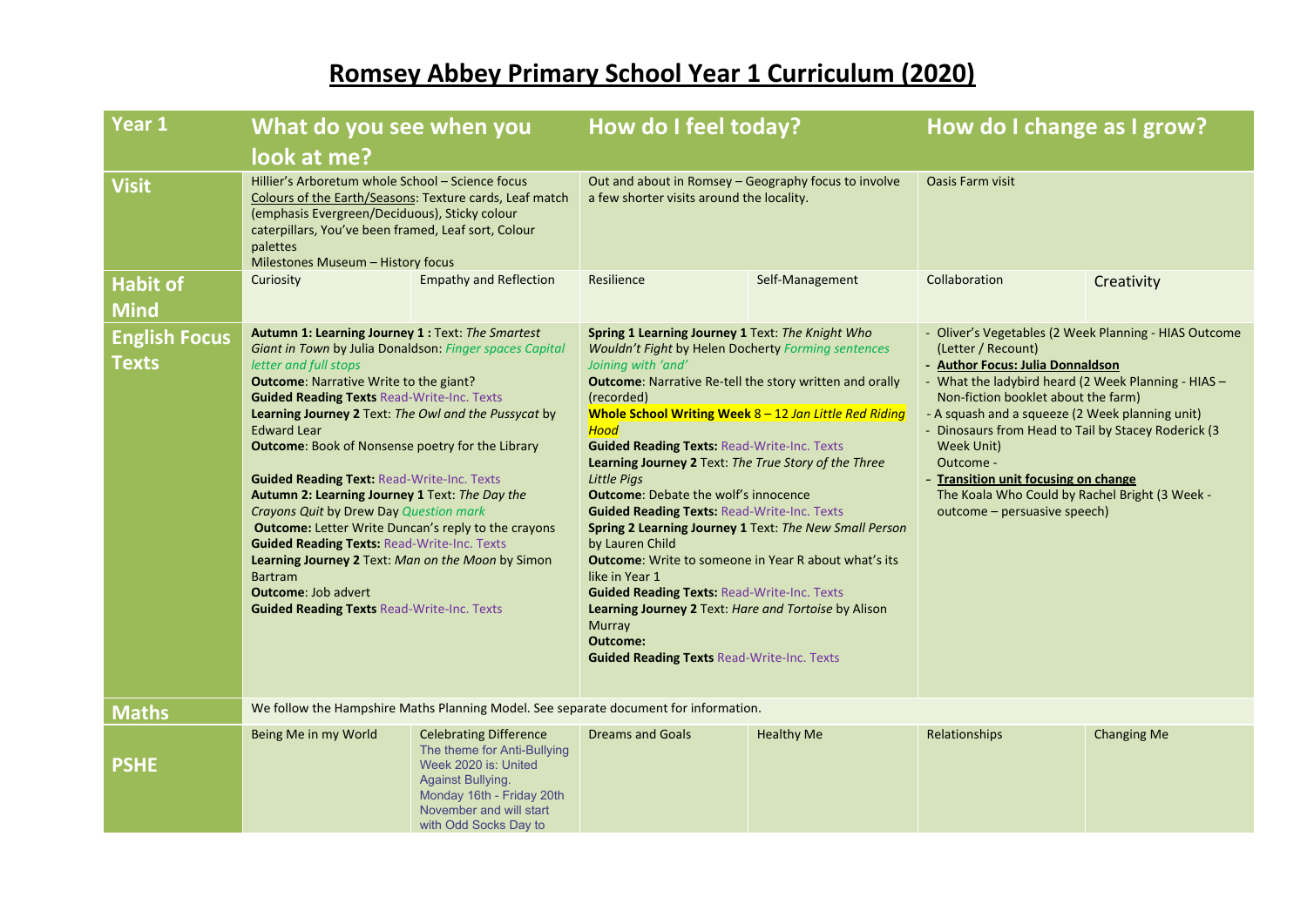# Romsey Abbey Primary School Year 1 Curriculum (2020)

| Year 1 | What do you see when you look at me? | | How do I feel today? | | How do I change as I grow? | |
|---|---|---|---|---|---|---|
| **Visit** | Hillier's Arboretum whole School – Science focus<br>Colours of the Earth/Seasons: Texture cards, Leaf match (emphasis Evergreen/Deciduous), Sticky colour caterpillars, You've been framed, Leaf sort, Colour palettes<br>Milestones Museum – History focus | | Out and about in Romsey – Geography focus to involve a few shorter visits around the locality. | | Oasis Farm visit | |
| **Habit of Mind** | Curiosity | Empathy and Reflection | Resilience | Self-Management | Collaboration | Creativity |
| **English Focus Texts** | **Autumn 1: Learning Journey 1 :** Text: *The Smartest Giant in Town* by Julia Donaldson: *Finger spaces Capital letter and full stops*<br>**Outcome**: Narrative Write to the giant?<br>**Guided Reading Texts** Read-Write-Inc. Texts<br>**Learning Journey 2** Text: *The Owl and the Pussycat* by Edward Lear<br>**Outcome**: Book of Nonsense poetry for the Library<br><br>**Guided Reading Text:** Read-Write-Inc. Texts<br>**Autumn 2: Learning Journey 1** Text: *The Day the Crayons Quit* by Drew Day *Question mark*<br>**Outcome:** Letter Write Duncan's reply to the crayons<br>**Guided Reading Texts:** Read-Write-Inc. Texts<br>**Learning Journey 2** Text: *Man on the Moon* by Simon Bartram<br>**Outcome**: Job advert<br>**Guided Reading Texts** Read-Write-Inc. Texts | | **Spring 1 Learning Journey 1** Text: *The Knight Who Wouldn't Fight* by Helen Docherty *Forming sentences Joining with 'and'*<br>**Outcome**: Narrative Re-tell the story written and orally (recorded)<br>**Whole School Writing Week** 8 – 12 *Jan Little Red Riding Hood*<br>**Guided Reading Texts:** Read-Write-Inc. Texts<br>**Learning Journey 2** Text: *The True Story of the Three Little Pigs*<br>**Outcome**: Debate the wolf's innocence<br>**Guided Reading Texts:** Read-Write-Inc. Texts<br>**Spring 2 Learning Journey 1** Text: *The New Small Person* by Lauren Child<br>**Outcome**: Write to someone in Year R about what's its like in Year 1<br>**Guided Reading Texts:** Read-Write-Inc. Texts<br>**Learning Journey 2** Text: *Hare and Tortoise* by Alison Murray<br>**Outcome:**<br>**Guided Reading Texts** Read-Write-Inc. Texts | | - Oliver's Vegetables (2 Week Planning - HIAS Outcome (Letter / Recount)<br>- **Author Focus: Julia Donnaldson**<br>- What the ladybird heard (2 Week Planning - HIAS – Non-fiction booklet about the farm)<br>- A squash and a squeeze (2 Week planning unit)<br>- Dinosaurs from Head to Tail by Stacey Roderick (3 Week Unit)<br>Outcome -<br>- **Transition unit focusing on change**<br>The Koala Who Could by Rachel Bright (3 Week - outcome – persuasive speech) | |
| **Maths** | We follow the Hampshire Maths Planning Model. See separate document for information. | | | | | |
| **PSHE** | Being Me in my World | Celebrating Difference<br>The theme for Anti-Bullying Week 2020 is: United Against Bullying.<br>Monday 16th - Friday 20th November and will start with Odd Socks Day to | Dreams and Goals | Healthy Me | Relationships | Changing Me |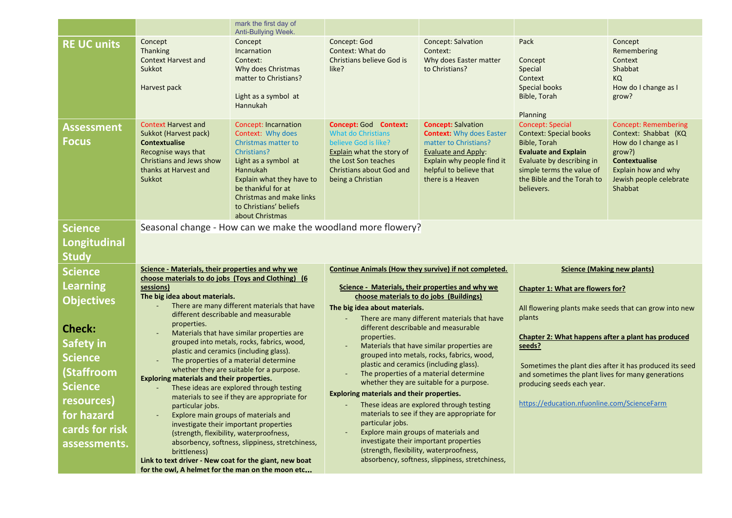| | | | | | | |
|---|---|---|---|---|---|---|
| | | mark the first day of Anti-Bullying Week. | | | | |
| **RE UC units** | Concept Thanking Context Harvest and Sukkot<br><br>Harvest pack | Concept Incarnation Context: Why does Christmas matter to Christians?<br><br>Light as a symbol at Hannukah | Concept: God Context: What do Christians believe God is like? | Concept: Salvation Context: Why does Easter matter to Christians? | Pack<br><br>Concept Special Context Special books Bible, Torah<br><br>Planning | Concept Remembering Context Shabbat KQ How do I change as I grow? |
| **Assessment Focus** | Context Harvest and Sukkot (Harvest pack) **Contextualise** Recognise ways that Christians and Jews show thanks at Harvest and Sukkot | Concept: Incarnation Context: Why does Christmas matter to Christians? Light as a symbol at Hannukah Explain what they have to be thankful for at Christmas and make links to Christians' beliefs about Christmas | **Concept:** God **Context:** What do Christians believe God is like? Explain what the story of the Lost Son teaches Christians about God and being a Christian | **Concept:** Salvation **Context:** Why does Easter matter to Christians? Evaluate and Apply: Explain why people find it helpful to believe that there is a Heaven | Concept: Special Context: Special books Bible, Torah **Evaluate and Explain** Evaluate by describing in simple terms the value of the Bible and the Torah to believers. | Concept: Remembering Context: Shabbat (KQ How do I change as I grow?) **Contextualise** Explain how and why Jewish people celebrate Shabbat |
| **Science Longitudinal Study** | Seasonal change - How can we make the woodland more flowery? | | | | | |
| **Science Learning Objectives**<br><br>**Check: Safety in Science (Staffroom Science resources) for hazard cards for risk assessments.** | **Science - Materials, their properties and why we choose materials to do jobs (Toys and Clothing) (6 sessions)**<br>**The big idea about materials.**<br>- There are many different materials that have different describable and measurable properties.<br>- Materials that have similar properties are grouped into metals, rocks, fabrics, wood, plastic and ceramics (including glass).<br>- The properties of a material determine whether they are suitable for a purpose.<br>**Exploring materials and their properties.**<br>- These ideas are explored through testing materials to see if they are appropriate for particular jobs.<br>- Explore main groups of materials and investigate their important properties (strength, flexibility, waterproofness, absorbency, softness, slipperiness, stretchiness, brittleness)<br>**Link to text driver - New coat for the giant, new boat for the owl, A helmet for the man on the moon etc…** | | **Continue Animals (How they survive) if not completed.**<br><br>**Science - Materials, their properties and why we choose materials to do jobs (Buildings)**<br>**The big idea about materials.**<br>- There are many different materials that have different describable and measurable properties.<br>- Materials that have similar properties are grouped into metals, rocks, fabrics, wood, plastic and ceramics (including glass).<br>- The properties of a material determine whether they are suitable for a purpose.<br>**Exploring materials and their properties.**<br>- These ideas are explored through testing materials to see if they are appropriate for particular jobs.<br>- Explore main groups of materials and investigate their important properties (strength, flexibility, waterproofness, absorbency, softness, slipperiness, stretchiness, | | **Science (Making new plants)**<br><br>**Chapter 1: What are flowers for?**<br><br>All flowering plants make seeds that can grow into new plants<br><br>**Chapter 2: What happens after a plant has produced seeds?**<br><br>Sometimes the plant dies after it has produced its seed and sometimes the plant lives for many generations producing seeds each year.<br><br>https://education.nfuonline.com/ScienceFarm | |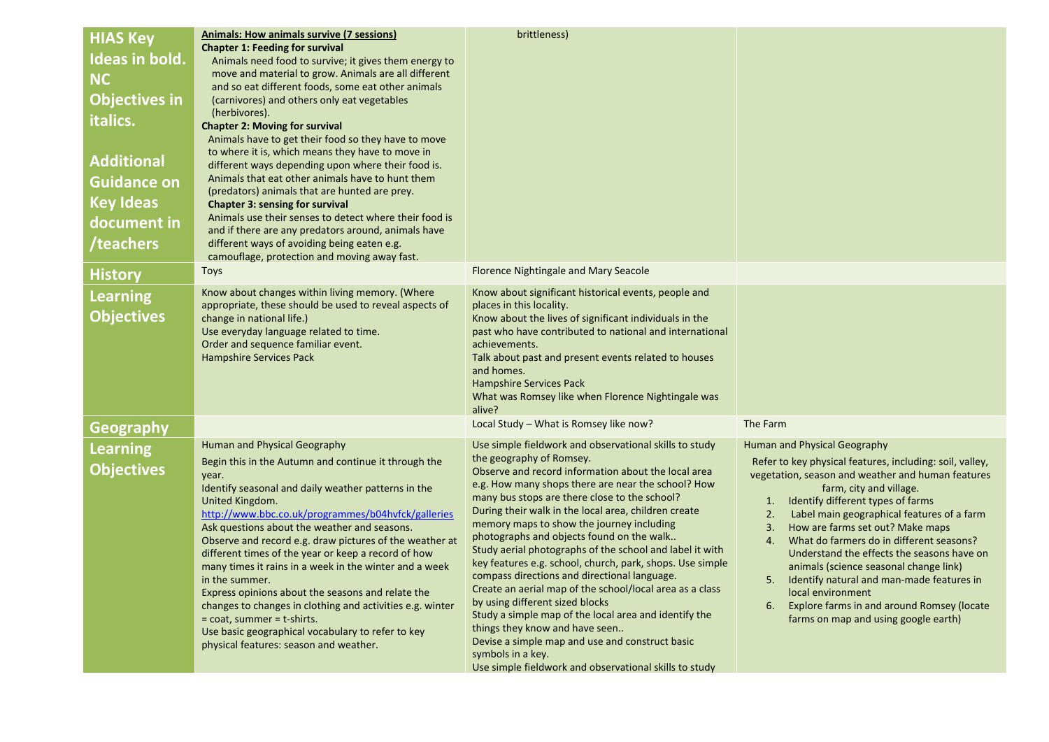| | | | |
|---|---|---|---|
| **HIAS Key Ideas in bold. NC Objectives in italics.**<br><br>**Additional Guidance on Key Ideas document in /teachers** | **Animals: How animals survive (7 sessions)**<br>**Chapter 1: Feeding for survival**<br>Animals need food to survive; it gives them energy to move and material to grow. Animals are all different and so eat different foods, some eat other animals (carnivores) and others only eat vegetables (herbivores).<br>**Chapter 2: Moving for survival**<br>Animals have to get their food so they have to move to where it is, which means they have to move in different ways depending upon where their food is. Animals that eat other animals have to hunt them (predators) animals that are hunted are prey.<br>**Chapter 3: sensing for survival**<br>Animals use their senses to detect where their food is and if there are any predators around, animals have different ways of avoiding being eaten e.g. camouflage, protection and moving away fast. | brittleness) | |
| **History** | Toys | Florence Nightingale and Mary Seacole | |
| **Learning Objectives** | Know about changes within living memory. (Where appropriate, these should be used to reveal aspects of change in national life.)<br>Use everyday language related to time.<br>Order and sequence familiar event.<br>Hampshire Services Pack | Know about significant historical events, people and places in this locality.<br>Know about the lives of significant individuals in the past who have contributed to national and international achievements.<br>Talk about past and present events related to houses and homes.<br>Hampshire Services Pack<br>What was Romsey like when Florence Nightingale was alive? | |
| **Geography** | | Local Study – What is Romsey like now? | The Farm |
| **Learning Objectives** | Human and Physical Geography<br>Begin this in the Autumn and continue it through the year.<br>Identify seasonal and daily weather patterns in the United Kingdom.<br>http://www.bbc.co.uk/programmes/b04hvfck/galleries<br>Ask questions about the weather and seasons.<br>Observe and record e.g. draw pictures of the weather at different times of the year or keep a record of how many times it rains in a week in the winter and a week in the summer.<br>Express opinions about the seasons and relate the changes to changes in clothing and activities e.g. winter = coat, summer = t-shirts.<br>Use basic geographical vocabulary to refer to key physical features: season and weather. | Use simple fieldwork and observational skills to study the geography of Romsey.<br>Observe and record information about the local area e.g. How many shops there are near the school? How many bus stops are there close to the school?<br>During their walk in the local area, children create memory maps to show the journey including photographs and objects found on the walk..<br>Study aerial photographs of the school and label it with key features e.g. school, church, park, shops. Use simple compass directions and directional language.<br>Create an aerial map of the school/local area as a class by using different sized blocks<br>Study a simple map of the local area and identify the things they know and have seen..<br>Devise a simple map and use and construct basic symbols in a key.<br>Use simple fieldwork and observational skills to study | Human and Physical Geography<br>Refer to key physical features, including: soil, valley, vegetation, season and weather and human features farm, city and village.<br>1. Identify different types of farms<br>2. Label main geographical features of a farm<br>3. How are farms set out? Make maps<br>4. What do farmers do in different seasons? Understand the effects the seasons have on animals (science seasonal change link)<br>5. Identify natural and man-made features in local environment<br>6. Explore farms in and around Romsey (locate farms on map and using google earth) |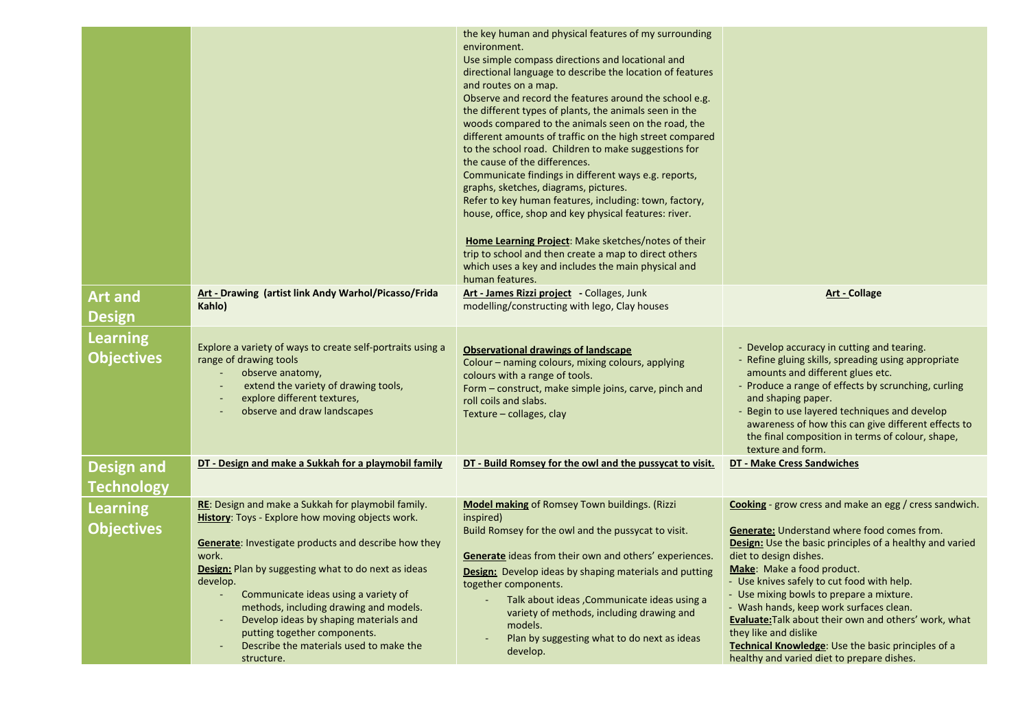| | | | |
|---|---|---|---|
| | | the key human and physical features of my surrounding environment.<br>Use simple compass directions and locational and directional language to describe the location of features and routes on a map.<br>Observe and record the features around the school e.g. the different types of plants, the animals seen in the woods compared to the animals seen on the road, the different amounts of traffic on the high street compared to the school road. Children to make suggestions for the cause of the differences.<br>Communicate findings in different ways e.g. reports, graphs, sketches, diagrams, pictures.<br>Refer to key human features, including: town, factory, house, office, shop and key physical features: river.<br><br>**Home Learning Project**: Make sketches/notes of their trip to school and then create a map to direct others which uses a key and includes the main physical and human features. | |
| **Art and Design** | **Art - Drawing (artist link Andy Warhol/Picasso/Frida Kahlo)** | **Art - James Rizzi project** - Collages, Junk modelling/constructing with lego, Clay houses | **Art - Collage** |
| **Learning Objectives** | Explore a variety of ways to create self-portraits using a range of drawing tools<br>- observe anatomy,<br>- extend the variety of drawing tools,<br>- explore different textures,<br>- observe and draw landscapes | **Observational drawings of landscape**<br>Colour – naming colours, mixing colours, applying colours with a range of tools.<br>Form – construct, make simple joins, carve, pinch and roll coils and slabs.<br>Texture – collages, clay | - Develop accuracy in cutting and tearing.<br>- Refine gluing skills, spreading using appropriate amounts and different glues etc.<br>- Produce a range of effects by scrunching, curling and shaping paper.<br>- Begin to use layered techniques and develop awareness of how this can give different effects to the final composition in terms of colour, shape, texture and form. |
| **Design and Technology** | **DT - Design and make a Sukkah for a playmobil family** | **DT - Build Romsey for the owl and the pussycat to visit.** | **DT - Make Cress Sandwiches** |
| **Learning Objectives** | **RE**: Design and make a Sukkah for playmobil family.<br>**History**: Toys - Explore how moving objects work.<br><br>**Generate**: Investigate products and describe how they work.<br>**Design:** Plan by suggesting what to do next as ideas develop.<br>- Communicate ideas using a variety of methods, including drawing and models.<br>- Develop ideas by shaping materials and putting together components.<br>- Describe the materials used to make the structure. | **Model making** of Romsey Town buildings. (Rizzi inspired)<br>Build Romsey for the owl and the pussycat to visit.<br><br>**Generate** ideas from their own and others' experiences.<br>**Design:** Develop ideas by shaping materials and putting together components.<br>- Talk about ideas ,Communicate ideas using a variety of methods, including drawing and models.<br>- Plan by suggesting what to do next as ideas develop. | **Cooking** - grow cress and make an egg / cress sandwich.<br><br>**Generate:** Understand where food comes from.<br>**Design:** Use the basic principles of a healthy and varied diet to design dishes.<br>**Make**: Make a food product.<br>- Use knives safely to cut food with help.<br>- Use mixing bowls to prepare a mixture.<br>- Wash hands, keep work surfaces clean.<br>**Evaluate:**Talk about their own and others' work, what they like and dislike<br>**Technical Knowledge**: Use the basic principles of a healthy and varied diet to prepare dishes. |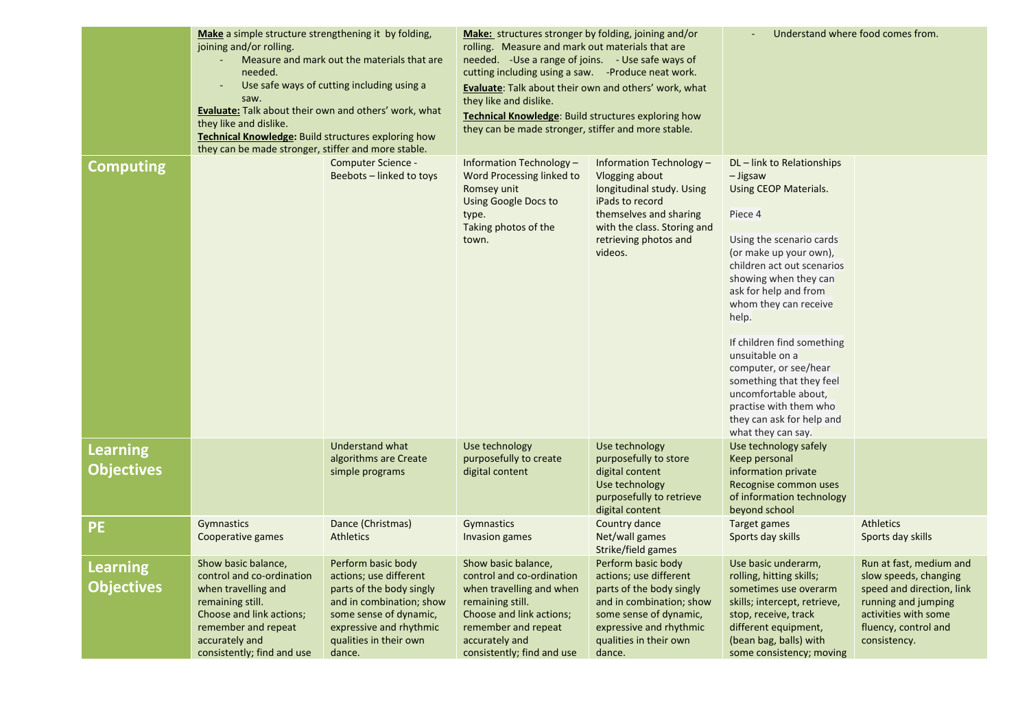| | | | | | | |
|---|---|---|---|---|---|---|
| | **Make** a simple structure strengthening it by folding, joining and/or rolling.<br>- Measure and mark out the materials that are needed.<br>- Use safe ways of cutting including using a saw.<br>**Evaluate:** Talk about their own and others' work, what they like and dislike.<br>**Technical Knowledge:** Build structures exploring how they can be made stronger, stiffer and more stable. | | **Make:** structures stronger by folding, joining and/or rolling. Measure and mark out materials that are needed. -Use a range of joins. - Use safe ways of cutting including using a saw. -Produce neat work.<br>**Evaluate**: Talk about their own and others' work, what they like and dislike.<br>**Technical Knowledge**: Build structures exploring how they can be made stronger, stiffer and more stable. | | - Understand where food comes from. | |
| **Computing** | | Computer Science - Beebots – linked to toys | Information Technology – Word Processing linked to Romsey unit<br>Using Google Docs to type.<br>Taking photos of the town. | Information Technology – Vlogging about longitudinal study. Using iPads to record themselves and sharing with the class. Storing and retrieving photos and videos. | DL – link to Relationships – Jigsaw<br>Using CEOP Materials.<br><br>Piece 4<br><br>Using the scenario cards (or make up your own), children act out scenarios showing when they can ask for help and from whom they can receive help.<br><br>If children find something unsuitable on a computer, or see/hear something that they feel uncomfortable about, practise with them who they can ask for help and what they can say. | |
| **Learning Objectives** | | Understand what algorithms are Create simple programs | Use technology purposefully to create digital content | Use technology purposefully to store digital content<br>Use technology purposefully to retrieve digital content | Use technology safely<br>Keep personal information private<br>Recognise common uses of information technology beyond school | |
| **PE** | Gymnastics<br>Cooperative games | Dance (Christmas)<br>Athletics | Gymnastics<br>Invasion games | Country dance<br>Net/wall games<br>Strike/field games | Target games<br>Sports day skills | Athletics<br>Sports day skills |
| **Learning Objectives** | Show basic balance, control and co-ordination when travelling and remaining still.<br>Choose and link actions; remember and repeat accurately and consistently; find and use | Perform basic body actions; use different parts of the body singly and in combination; show some sense of dynamic, expressive and rhythmic qualities in their own dance. | Show basic balance, control and co-ordination when travelling and when remaining still.<br>Choose and link actions; remember and repeat accurately and consistently; find and use | Perform basic body actions; use different parts of the body singly and in combination; show some sense of dynamic, expressive and rhythmic qualities in their own dance. | Use basic underarm, rolling, hitting skills; sometimes use overarm skills; intercept, retrieve, stop, receive, track different equipment, (bean bag, balls) with some consistency; moving | Run at fast, medium and slow speeds, changing speed and direction, link running and jumping activities with some fluency, control and consistency. |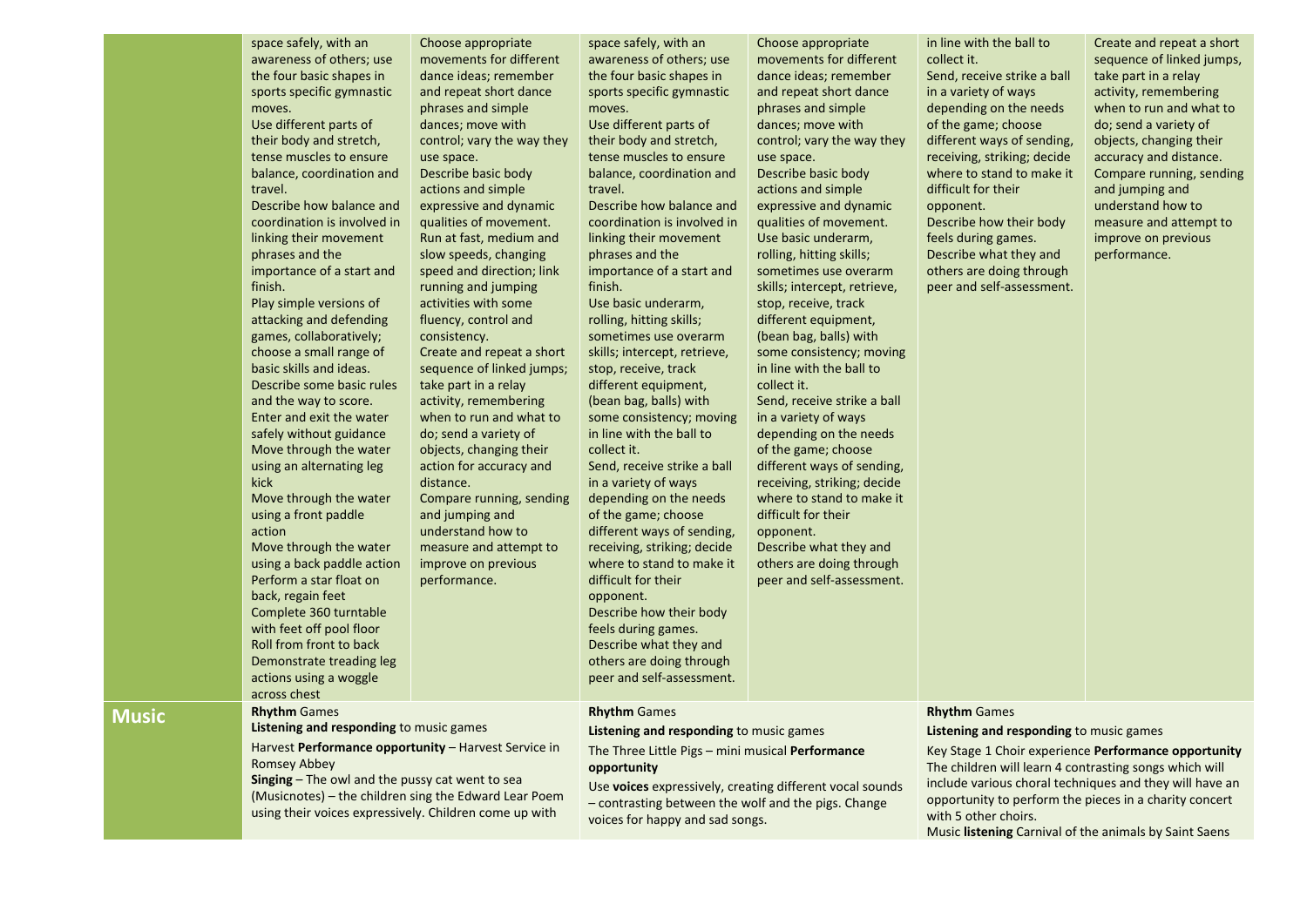| | | | | | | |
|---|---|---|---|---|---|---|
| | space safely, with an awareness of others; use the four basic shapes in sports specific gymnastic moves.<br>Use different parts of their body and stretch, tense muscles to ensure balance, coordination and travel.<br>Describe how balance and coordination is involved in linking their movement phrases and the importance of a start and finish.<br>Play simple versions of attacking and defending games, collaboratively; choose a small range of basic skills and ideas.<br>Describe some basic rules and the way to score.<br>Enter and exit the water safely without guidance<br>Move through the water using an alternating leg kick<br>Move through the water using a front paddle action<br>Move through the water using a back paddle action<br>Perform a star float on back, regain feet<br>Complete 360 turntable with feet off pool floor<br>Roll from front to back<br>Demonstrate treading leg actions using a woggle across chest | Choose appropriate movements for different dance ideas; remember and repeat short dance phrases and simple dances; move with control; vary the way they use space.<br>Describe basic body actions and simple expressive and dynamic qualities of movement.<br>Run at fast, medium and slow speeds, changing speed and direction; link running and jumping activities with some fluency, control and consistency.<br>Create and repeat a short sequence of linked jumps; take part in a relay activity, remembering when to run and what to do; send a variety of objects, changing their action for accuracy and distance.<br>Compare running, sending and jumping and understand how to measure and attempt to improve on previous performance. | space safely, with an awareness of others; use the four basic shapes in sports specific gymnastic moves.<br>Use different parts of their body and stretch, tense muscles to ensure balance, coordination and travel.<br>Describe how balance and coordination is involved in linking their movement phrases and the importance of a start and finish.<br>Use basic underarm, rolling, hitting skills; sometimes use overarm skills; intercept, retrieve, stop, receive, track different equipment, (bean bag, balls) with some consistency; moving in line with the ball to collect it.<br>Send, receive strike a ball in a variety of ways depending on the needs of the game; choose different ways of sending, receiving, striking; decide where to stand to make it difficult for their opponent.<br>Describe how their body feels during games.<br>Describe what they and others are doing through peer and self-assessment. | Choose appropriate movements for different dance ideas; remember and repeat short dance phrases and simple dances; move with control; vary the way they use space.<br>Describe basic body actions and simple expressive and dynamic qualities of movement.<br>Use basic underarm, rolling, hitting skills; sometimes use overarm skills; intercept, retrieve, stop, receive, track different equipment, (bean bag, balls) with some consistency; moving in line with the ball to collect it.<br>Send, receive strike a ball in a variety of ways depending on the needs of the game; choose different ways of sending, receiving, striking; decide where to stand to make it difficult for their opponent.<br>Describe what they and others are doing through peer and self-assessment. | in line with the ball to collect it.<br>Send, receive strike a ball in a variety of ways depending on the needs of the game; choose different ways of sending, receiving, striking; decide where to stand to make it difficult for their opponent.<br>Describe how their body feels during games.<br>Describe what they and others are doing through peer and self-assessment. | Create and repeat a short sequence of linked jumps, take part in a relay activity, remembering when to run and what to do; send a variety of objects, changing their accuracy and distance.<br>Compare running, sending and jumping and understand how to measure and attempt to improve on previous performance. |
| **Music** | **Rhythm** Games<br>**Listening and responding** to music games<br>Harvest **Performance opportunity** – Harvest Service in Romsey Abbey<br>**Singing** – The owl and the pussy cat went to sea (Musicnotes) – the children sing the Edward Lear Poem using their voices expressively. Children come up with | | **Rhythm** Games<br>**Listening and responding** to music games<br>The Three Little Pigs – mini musical **Performance opportunity**<br>Use **voices** expressively, creating different vocal sounds – contrasting between the wolf and the pigs. Change voices for happy and sad songs. | | **Rhythm** Games<br>**Listening and responding** to music games<br>Key Stage 1 Choir experience **Performance opportunity** The children will learn 4 contrasting songs which will include various choral techniques and they will have an opportunity to perform the pieces in a charity concert with 5 other choirs.<br>Music **listening** Carnival of the animals by Saint Saens | |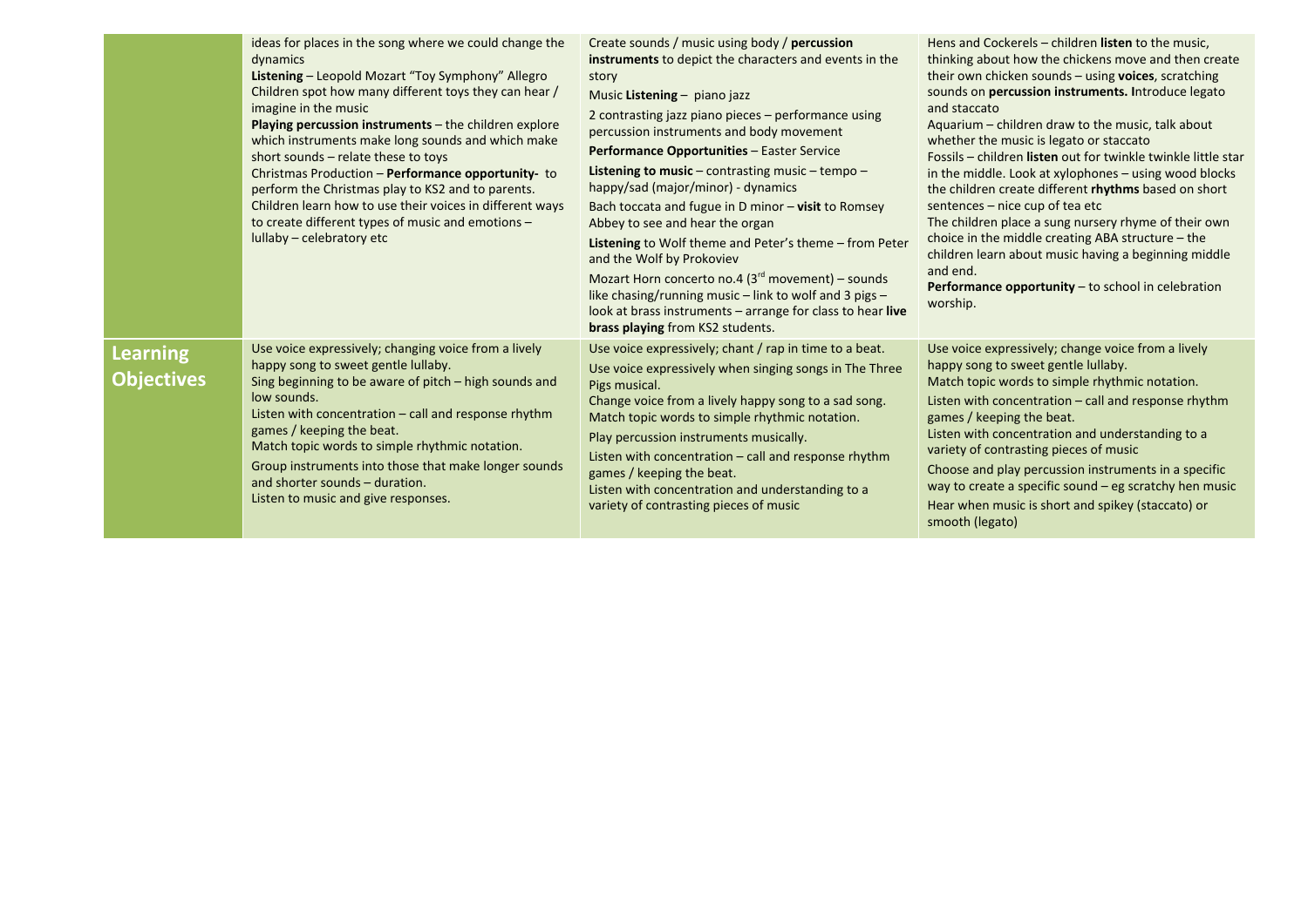| | | | |
|---|---|---|---|
| | ideas for places in the song where we could change the dynamics<br>**Listening** – Leopold Mozart "Toy Symphony" Allegro Children spot how many different toys they can hear / imagine in the music<br>**Playing percussion instruments** – the children explore which instruments make long sounds and which make short sounds – relate these to toys<br>Christmas Production – **Performance opportunity-** to perform the Christmas play to KS2 and to parents. Children learn how to use their voices in different ways to create different types of music and emotions – lullaby – celebratory etc | Create sounds / music using body / **percussion instruments** to depict the characters and events in the story<br>Music **Listening** – piano jazz<br>2 contrasting jazz piano pieces – performance using percussion instruments and body movement<br>**Performance Opportunities** – Easter Service<br>**Listening to music** – contrasting music – tempo – happy/sad (major/minor) - dynamics<br>Bach toccata and fugue in D minor – **visit** to Romsey Abbey to see and hear the organ<br>**Listening** to Wolf theme and Peter's theme – from Peter and the Wolf by Prokoviev<br>Mozart Horn concerto no.4 (3rd movement) – sounds like chasing/running music – link to wolf and 3 pigs – look at brass instruments – arrange for class to hear **live brass playing** from KS2 students. | Hens and Cockerels – children **listen** to the music, thinking about how the chickens move and then create their own chicken sounds – using **voices**, scratching sounds on **percussion instruments. I**ntroduce legato and staccato<br>Aquarium – children draw to the music, talk about whether the music is legato or staccato<br>Fossils – children **listen** out for twinkle twinkle little star in the middle. Look at xylophones – using wood blocks the children create different **rhythms** based on short sentences – nice cup of tea etc<br>The children place a sung nursery rhyme of their own choice in the middle creating ABA structure – the children learn about music having a beginning middle and end.<br>**Performance opportunity** – to school in celebration worship. |
| **Learning Objectives** | Use voice expressively; changing voice from a lively happy song to sweet gentle lullaby.<br>Sing beginning to be aware of pitch – high sounds and low sounds.<br>Listen with concentration – call and response rhythm games / keeping the beat.<br>Match topic words to simple rhythmic notation.<br>Group instruments into those that make longer sounds and shorter sounds – duration.<br>Listen to music and give responses. | Use voice expressively; chant / rap in time to a beat.<br>Use voice expressively when singing songs in The Three Pigs musical.<br>Change voice from a lively happy song to a sad song.<br>Match topic words to simple rhythmic notation.<br>Play percussion instruments musically.<br>Listen with concentration – call and response rhythm games / keeping the beat.<br>Listen with concentration and understanding to a variety of contrasting pieces of music | Use voice expressively; change voice from a lively happy song to sweet gentle lullaby.<br>Match topic words to simple rhythmic notation.<br>Listen with concentration – call and response rhythm games / keeping the beat.<br>Listen with concentration and understanding to a variety of contrasting pieces of music<br>Choose and play percussion instruments in a specific way to create a specific sound – eg scratchy hen music<br>Hear when music is short and spikey (staccato) or smooth (legato) |